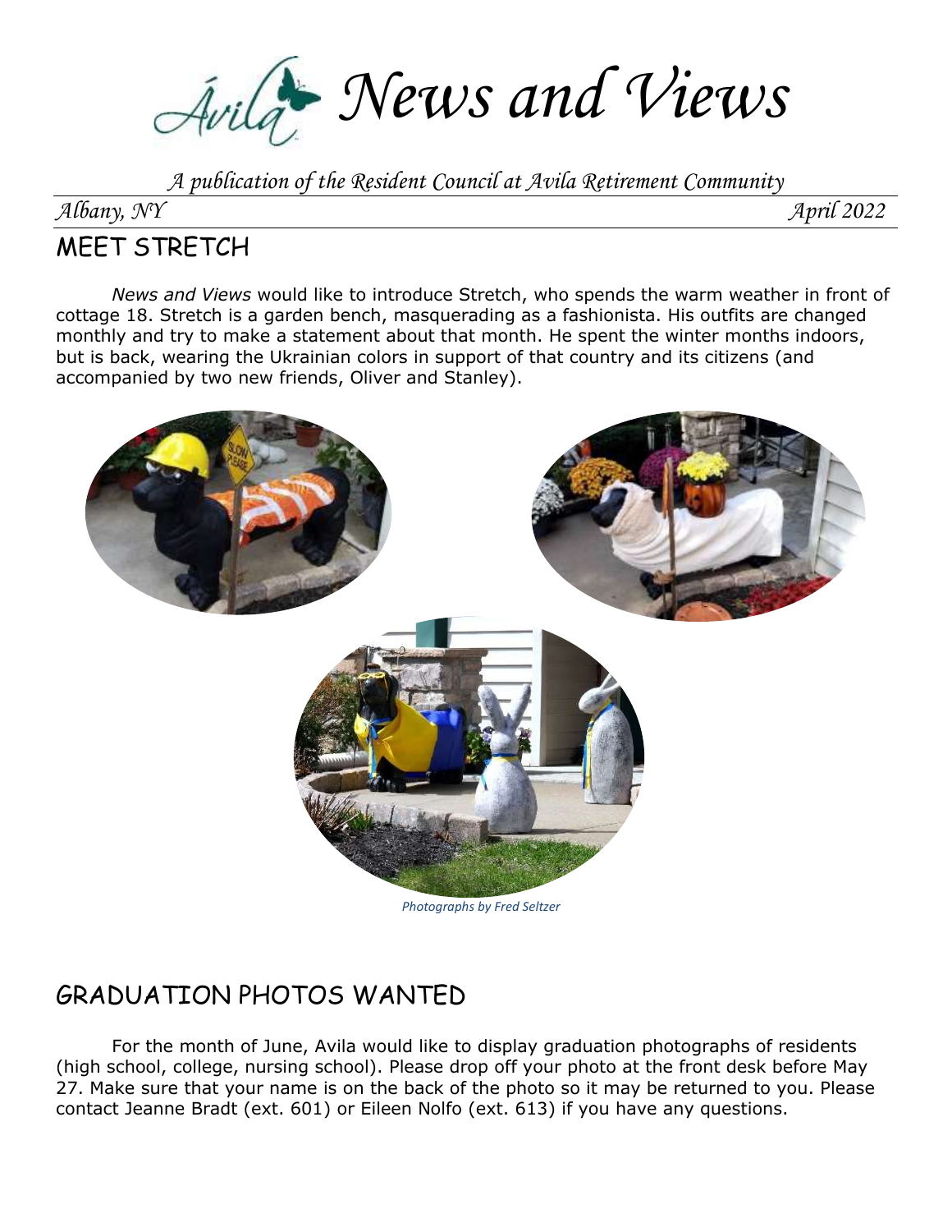# Ávila News and Views

*A publication of the Resident Council at Avila Retirement Community*

*Albany, NY* *April 2022*

## MEET STRETCH

*News and Views* would like to introduce Stretch, who spends the warm weather in front of cottage 18. Stretch is a garden bench, masquerading as a fashionista. His outfits are changed monthly and try to make a statement about that month. He spent the winter months indoors, but is back, wearing the Ukrainian colors in support of that country and its citizens (and accompanied by two new friends, Oliver and Stanley).

*Photographs by Fred Seltzer*

## GRADUATION PHOTOS WANTED

For the month of June, Avila would like to display graduation photographs of residents (high school, college, nursing school). Please drop off your photo at the front desk before May 27. Make sure that your name is on the back of the photo so it may be returned to you. Please contact Jeanne Bradt (ext. 601) or Eileen Nolfo (ext. 613) if you have any questions.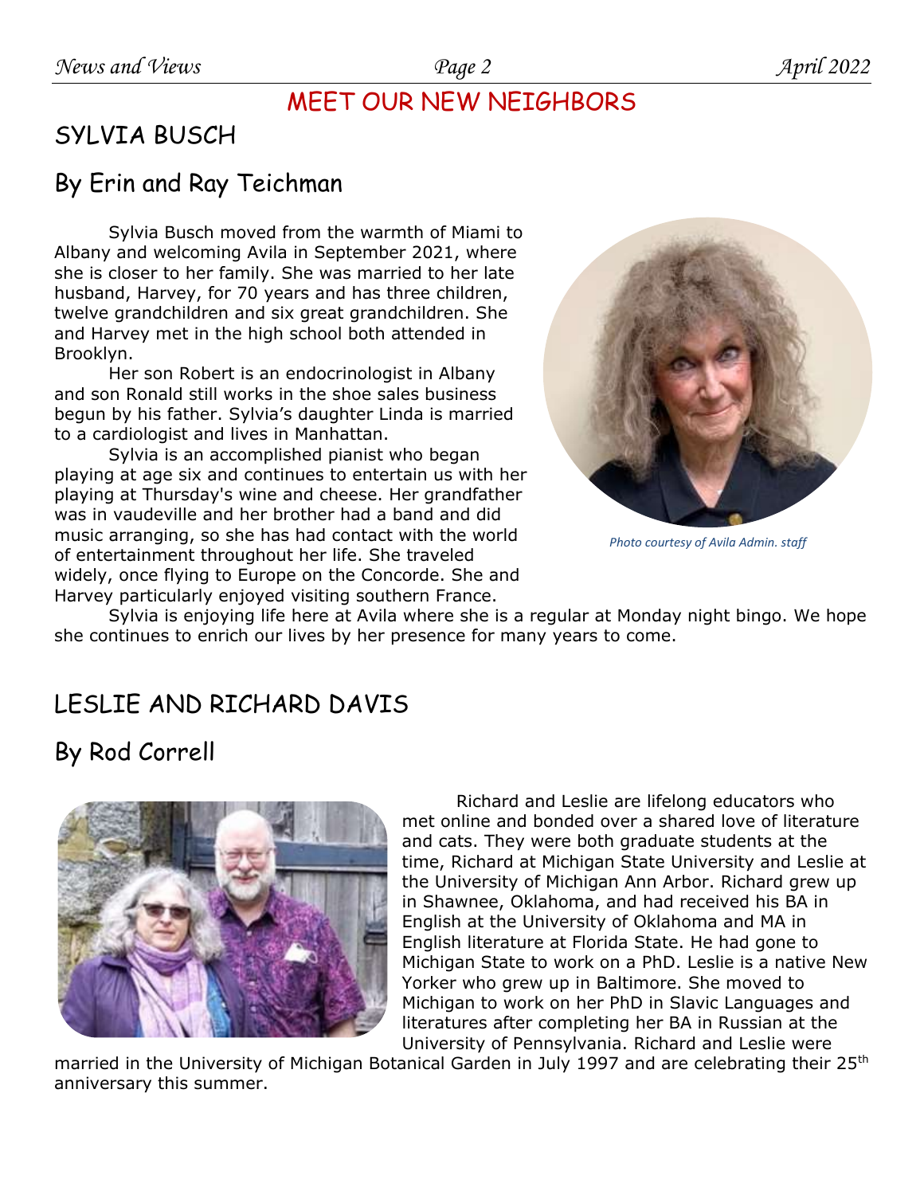# MEET OUR NEW NEIGHBORS

## SYLVIA BUSCH

### By Erin and Ray Teichman

Sylvia Busch moved from the warmth of Miami to Albany and welcoming Avila in September 2021, where she is closer to her family. She was married to her late husband, Harvey, for 70 years and has three children, twelve grandchildren and six great grandchildren. She and Harvey met in the high school both attended in Brooklyn.

Her son Robert is an endocrinologist in Albany and son Ronald still works in the shoe sales business begun by his father. Sylvia's daughter Linda is married to a cardiologist and lives in Manhattan.

Sylvia is an accomplished pianist who began playing at age six and continues to entertain us with her playing at Thursday's wine and cheese. Her grandfather was in vaudeville and her brother had a band and did music arranging, so she has had contact with the world of entertainment throughout her life. She traveled widely, once flying to Europe on the Concorde. She and Harvey particularly enjoyed visiting southern France.

*Photo courtesy of Avila Admin. staff*

Sylvia is enjoying life here at Avila where she is a regular at Monday night bingo. We hope she continues to enrich our lives by her presence for many years to come.

## LESLIE AND RICHARD DAVIS

### By Rod Correll

Richard and Leslie are lifelong educators who met online and bonded over a shared love of literature and cats. They were both graduate students at the time, Richard at Michigan State University and Leslie at the University of Michigan Ann Arbor. Richard grew up in Shawnee, Oklahoma, and had received his BA in English at the University of Oklahoma and MA in English literature at Florida State. He had gone to Michigan State to work on a PhD. Leslie is a native New Yorker who grew up in Baltimore. She moved to Michigan to work on her PhD in Slavic Languages and literatures after completing her BA in Russian at the University of Pennsylvania. Richard and Leslie were married in the University of Michigan Botanical Garden in July 1997 and are celebrating their 25th anniversary this summer.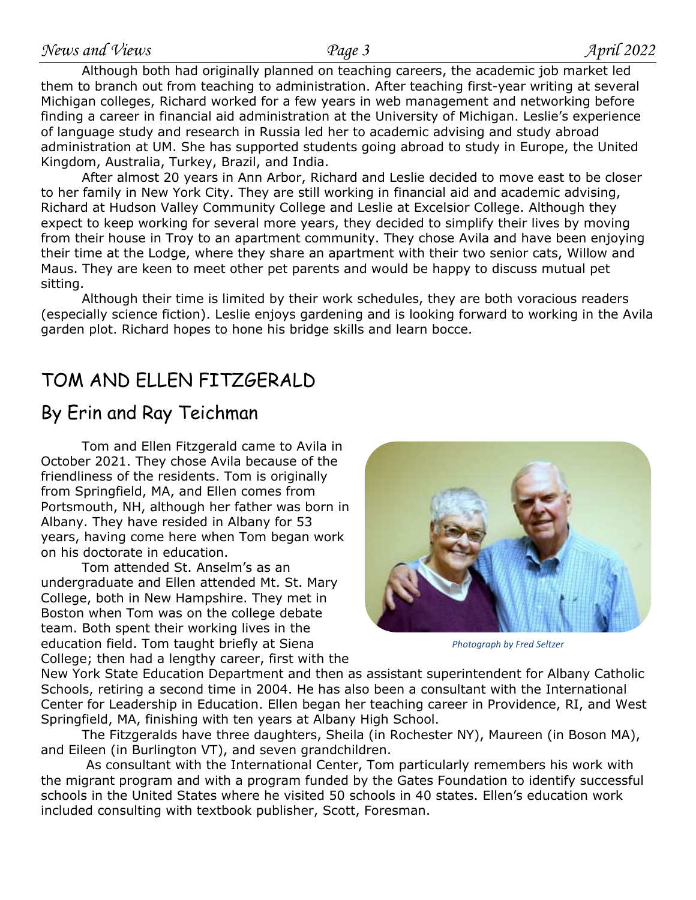Although both had originally planned on teaching careers, the academic job market led them to branch out from teaching to administration. After teaching first-year writing at several Michigan colleges, Richard worked for a few years in web management and networking before finding a career in financial aid administration at the University of Michigan. Leslie's experience of language study and research in Russia led her to academic advising and study abroad administration at UM. She has supported students going abroad to study in Europe, the United Kingdom, Australia, Turkey, Brazil, and India.

After almost 20 years in Ann Arbor, Richard and Leslie decided to move east to be closer to her family in New York City. They are still working in financial aid and academic advising, Richard at Hudson Valley Community College and Leslie at Excelsior College. Although they expect to keep working for several more years, they decided to simplify their lives by moving from their house in Troy to an apartment community. They chose Avila and have been enjoying their time at the Lodge, where they share an apartment with their two senior cats, Willow and Maus. They are keen to meet other pet parents and would be happy to discuss mutual pet sitting.

Although their time is limited by their work schedules, they are both voracious readers (especially science fiction). Leslie enjoys gardening and is looking forward to working in the Avila garden plot. Richard hopes to hone his bridge skills and learn bocce.

## TOM AND ELLEN FITZGERALD

## By Erin and Ray Teichman

Tom and Ellen Fitzgerald came to Avila in October 2021. They chose Avila because of the friendliness of the residents. Tom is originally from Springfield, MA, and Ellen comes from Portsmouth, NH, although her father was born in Albany. They have resided in Albany for 53 years, having come here when Tom began work on his doctorate in education.

*Photograph by Fred Seltzer*

Tom attended St. Anselm's as an undergraduate and Ellen attended Mt. St. Mary College, both in New Hampshire. They met in Boston when Tom was on the college debate team. Both spent their working lives in the education field. Tom taught briefly at Siena College; then had a lengthy career, first with the New York State Education Department and then as assistant superintendent for Albany Catholic Schools, retiring a second time in 2004. He has also been a consultant with the International Center for Leadership in Education. Ellen began her teaching career in Providence, RI, and West Springfield, MA, finishing with ten years at Albany High School.

The Fitzgeralds have three daughters, Sheila (in Rochester NY), Maureen (in Boson MA), and Eileen (in Burlington VT), and seven grandchildren.

As consultant with the International Center, Tom particularly remembers his work with the migrant program and with a program funded by the Gates Foundation to identify successful schools in the United States where he visited 50 schools in 40 states. Ellen's education work included consulting with textbook publisher, Scott, Foresman.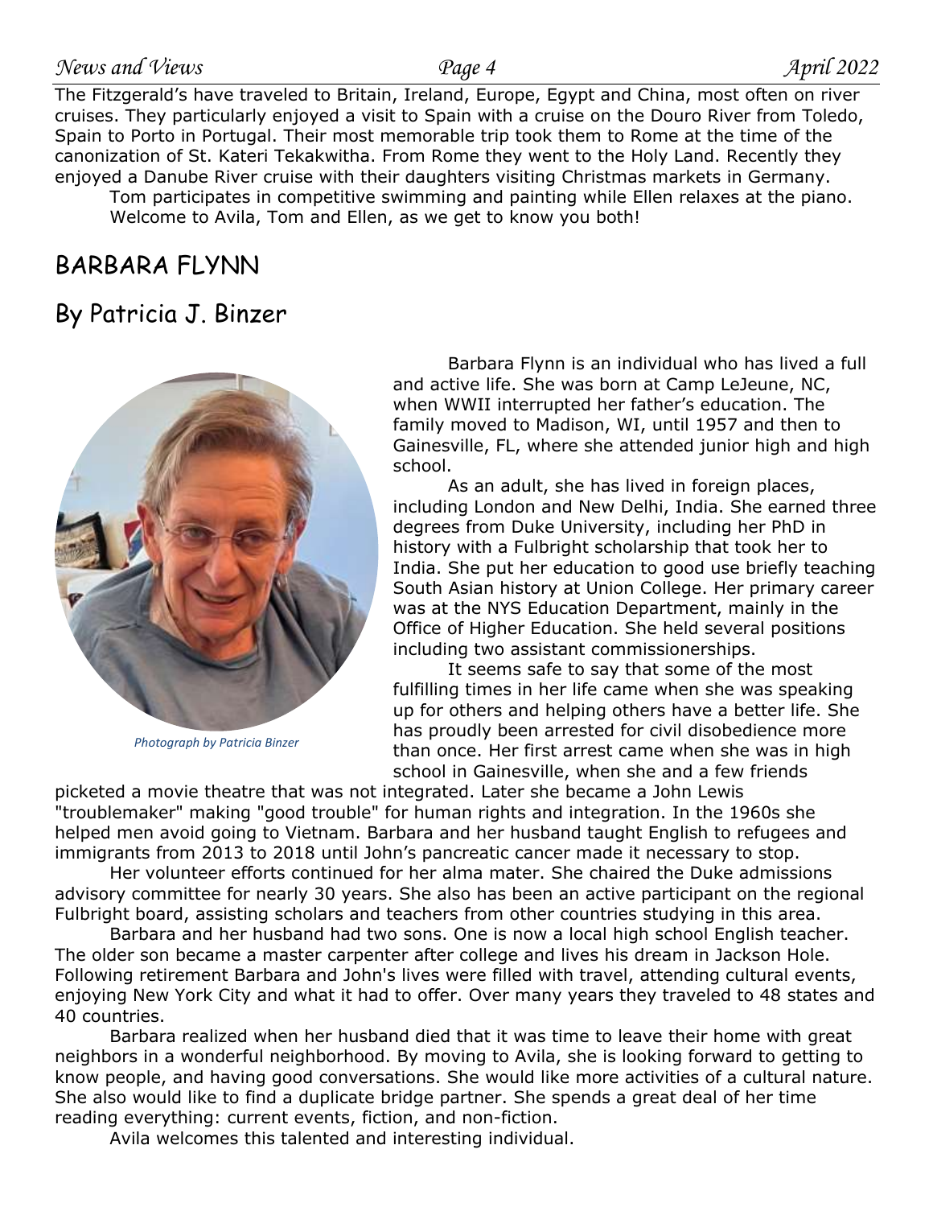The Fitzgerald's have traveled to Britain, Ireland, Europe, Egypt and China, most often on river cruises. They particularly enjoyed a visit to Spain with a cruise on the Douro River from Toledo, Spain to Porto in Portugal. Their most memorable trip took them to Rome at the time of the canonization of St. Kateri Tekakwitha. From Rome they went to the Holy Land. Recently they enjoyed a Danube River cruise with their daughters visiting Christmas markets in Germany.

Tom participates in competitive swimming and painting while Ellen relaxes at the piano.

Welcome to Avila, Tom and Ellen, as we get to know you both!

## BARBARA FLYNN

## By Patricia J. Binzer

*Photograph by Patricia Binzer*

Barbara Flynn is an individual who has lived a full and active life. She was born at Camp LeJeune, NC, when WWII interrupted her father's education. The family moved to Madison, WI, until 1957 and then to Gainesville, FL, where she attended junior high and high school.

As an adult, she has lived in foreign places, including London and New Delhi, India. She earned three degrees from Duke University, including her PhD in history with a Fulbright scholarship that took her to India. She put her education to good use briefly teaching South Asian history at Union College. Her primary career was at the NYS Education Department, mainly in the Office of Higher Education. She held several positions including two assistant commissionerships.

It seems safe to say that some of the most fulfilling times in her life came when she was speaking up for others and helping others have a better life. She has proudly been arrested for civil disobedience more than once. Her first arrest came when she was in high school in Gainesville, when she and a few friends picketed a movie theatre that was not integrated. Later she became a John Lewis "troublemaker" making "good trouble" for human rights and integration. In the 1960s she helped men avoid going to Vietnam. Barbara and her husband taught English to refugees and immigrants from 2013 to 2018 until John's pancreatic cancer made it necessary to stop.

Her volunteer efforts continued for her alma mater. She chaired the Duke admissions advisory committee for nearly 30 years. She also has been an active participant on the regional Fulbright board, assisting scholars and teachers from other countries studying in this area.

Barbara and her husband had two sons. One is now a local high school English teacher. The older son became a master carpenter after college and lives his dream in Jackson Hole. Following retirement Barbara and John's lives were filled with travel, attending cultural events, enjoying New York City and what it had to offer. Over many years they traveled to 48 states and 40 countries.

Barbara realized when her husband died that it was time to leave their home with great neighbors in a wonderful neighborhood. By moving to Avila, she is looking forward to getting to know people, and having good conversations. She would like more activities of a cultural nature. She also would like to find a duplicate bridge partner. She spends a great deal of her time reading everything: current events, fiction, and non-fiction.

Avila welcomes this talented and interesting individual.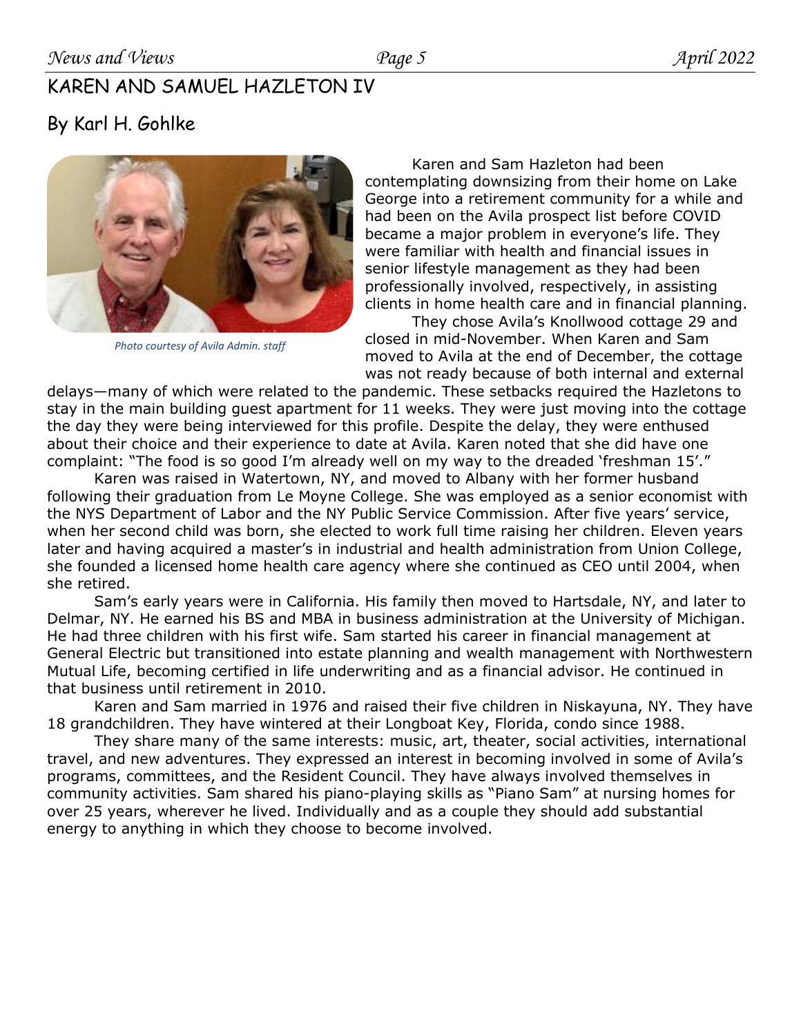# KAREN AND SAMUEL HAZLETON IV

## By Karl H. Gohlke

*Photo courtesy of Avila Admin. staff*

Karen and Sam Hazleton had been contemplating downsizing from their home on Lake George into a retirement community for a while and had been on the Avila prospect list before COVID became a major problem in everyone's life. They were familiar with health and financial issues in senior lifestyle management as they had been professionally involved, respectively, in assisting clients in home health care and in financial planning.

They chose Avila's Knollwood cottage 29 and closed in mid-November. When Karen and Sam moved to Avila at the end of December, the cottage was not ready because of both internal and external delays—many of which were related to the pandemic. These setbacks required the Hazletons to stay in the main building guest apartment for 11 weeks. They were just moving into the cottage the day they were being interviewed for this profile. Despite the delay, they were enthused about their choice and their experience to date at Avila. Karen noted that she did have one complaint: "The food is so good I'm already well on my way to the dreaded 'freshman 15'."

Karen was raised in Watertown, NY, and moved to Albany with her former husband following their graduation from Le Moyne College. She was employed as a senior economist with the NYS Department of Labor and the NY Public Service Commission. After five years' service, when her second child was born, she elected to work full time raising her children. Eleven years later and having acquired a master's in industrial and health administration from Union College, she founded a licensed home health care agency where she continued as CEO until 2004, when she retired.

Sam's early years were in California. His family then moved to Hartsdale, NY, and later to Delmar, NY. He earned his BS and MBA in business administration at the University of Michigan. He had three children with his first wife. Sam started his career in financial management at General Electric but transitioned into estate planning and wealth management with Northwestern Mutual Life, becoming certified in life underwriting and as a financial advisor. He continued in that business until retirement in 2010.

Karen and Sam married in 1976 and raised their five children in Niskayuna, NY. They have 18 grandchildren. They have wintered at their Longboat Key, Florida, condo since 1988.

They share many of the same interests: music, art, theater, social activities, international travel, and new adventures. They expressed an interest in becoming involved in some of Avila's programs, committees, and the Resident Council. They have always involved themselves in community activities. Sam shared his piano-playing skills as "Piano Sam" at nursing homes for over 25 years, wherever he lived. Individually and as a couple they should add substantial energy to anything in which they choose to become involved.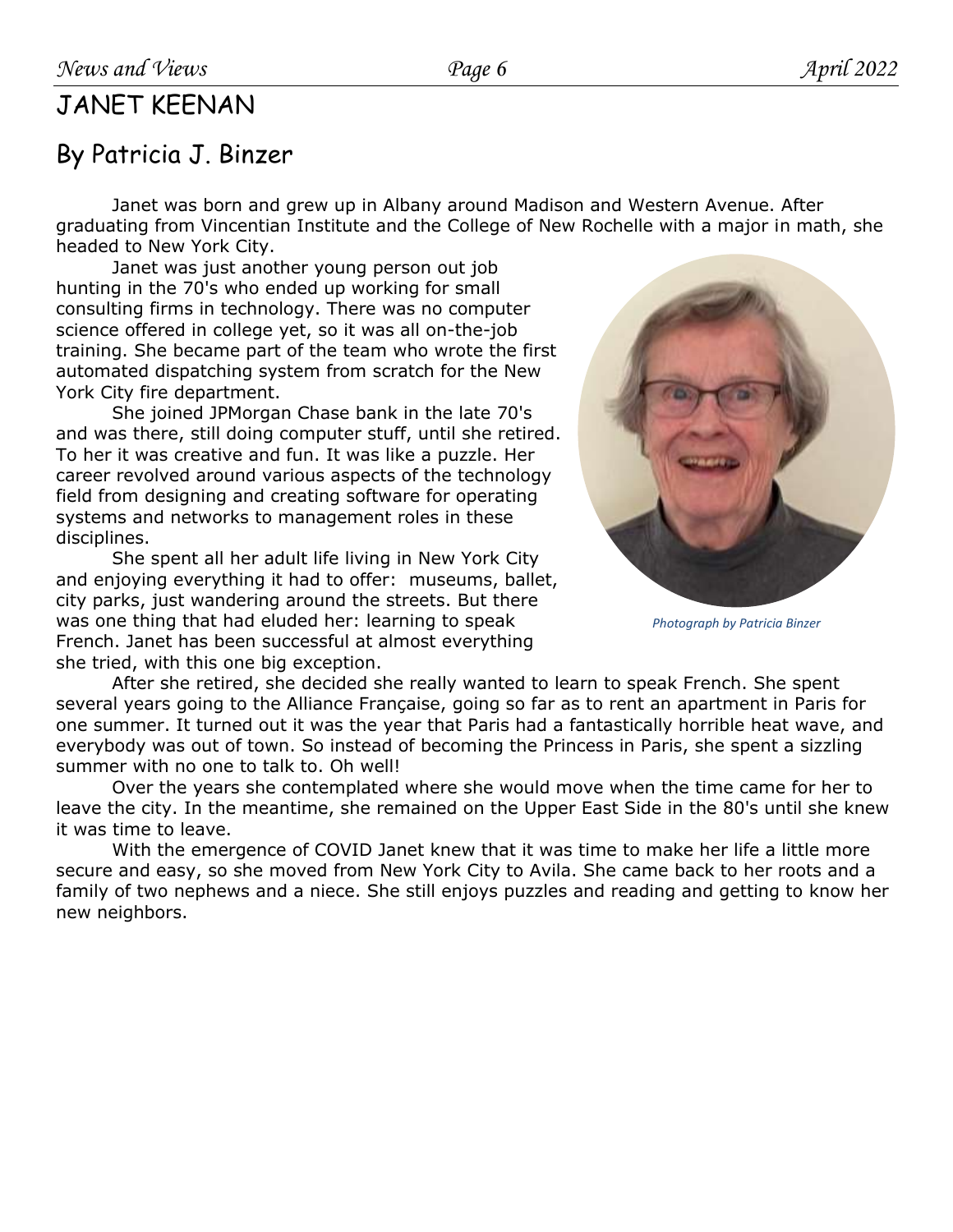# JANET KEENAN

## By Patricia J. Binzer

Janet was born and grew up in Albany around Madison and Western Avenue. After graduating from Vincentian Institute and the College of New Rochelle with a major in math, she headed to New York City.

Janet was just another young person out job hunting in the 70's who ended up working for small consulting firms in technology. There was no computer science offered in college yet, so it was all on-the-job training. She became part of the team who wrote the first automated dispatching system from scratch for the New York City fire department.

She joined JPMorgan Chase bank in the late 70's and was there, still doing computer stuff, until she retired. To her it was creative and fun. It was like a puzzle. Her career revolved around various aspects of the technology field from designing and creating software for operating systems and networks to management roles in these disciplines.

She spent all her adult life living in New York City and enjoying everything it had to offer: museums, ballet, city parks, just wandering around the streets. But there was one thing that had eluded her: learning to speak French. Janet has been successful at almost everything she tried, with this one big exception.

*Photograph by Patricia Binzer*

After she retired, she decided she really wanted to learn to speak French. She spent several years going to the Alliance Française, going so far as to rent an apartment in Paris for one summer. It turned out it was the year that Paris had a fantastically horrible heat wave, and everybody was out of town. So instead of becoming the Princess in Paris, she spent a sizzling summer with no one to talk to. Oh well!

Over the years she contemplated where she would move when the time came for her to leave the city. In the meantime, she remained on the Upper East Side in the 80's until she knew it was time to leave.

With the emergence of COVID Janet knew that it was time to make her life a little more secure and easy, so she moved from New York City to Avila. She came back to her roots and a family of two nephews and a niece. She still enjoys puzzles and reading and getting to know her new neighbors.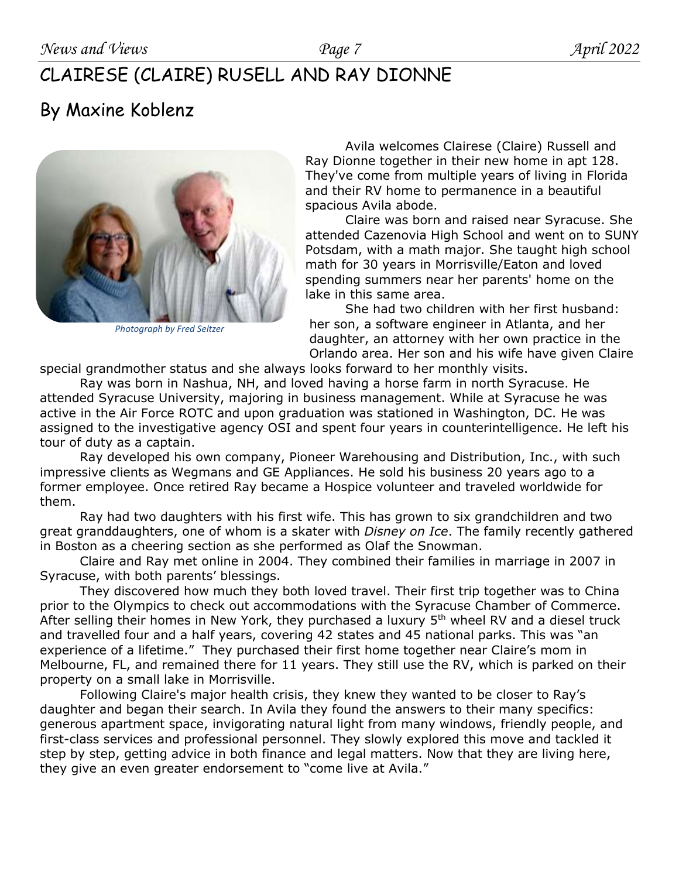# CLAIRESE (CLAIRE) RUSELL AND RAY DIONNE

## By Maxine Koblenz

*Photograph by Fred Seltzer*

Avila welcomes Clairese (Claire) Russell and Ray Dionne together in their new home in apt 128. They've come from multiple years of living in Florida and their RV home to permanence in a beautiful spacious Avila abode.

Claire was born and raised near Syracuse. She attended Cazenovia High School and went on to SUNY Potsdam, with a math major. She taught high school math for 30 years in Morrisville/Eaton and loved spending summers near her parents' home on the lake in this same area.

She had two children with her first husband: her son, a software engineer in Atlanta, and her daughter, an attorney with her own practice in the Orlando area. Her son and his wife have given Claire special grandmother status and she always looks forward to her monthly visits.

Ray was born in Nashua, NH, and loved having a horse farm in north Syracuse. He attended Syracuse University, majoring in business management. While at Syracuse he was active in the Air Force ROTC and upon graduation was stationed in Washington, DC. He was assigned to the investigative agency OSI and spent four years in counterintelligence. He left his tour of duty as a captain.

Ray developed his own company, Pioneer Warehousing and Distribution, Inc., with such impressive clients as Wegmans and GE Appliances. He sold his business 20 years ago to a former employee. Once retired Ray became a Hospice volunteer and traveled worldwide for them.

Ray had two daughters with his first wife. This has grown to six grandchildren and two great granddaughters, one of whom is a skater with *Disney on Ice*. The family recently gathered in Boston as a cheering section as she performed as Olaf the Snowman.

Claire and Ray met online in 2004. They combined their families in marriage in 2007 in Syracuse, with both parents' blessings.

They discovered how much they both loved travel. Their first trip together was to China prior to the Olympics to check out accommodations with the Syracuse Chamber of Commerce. After selling their homes in New York, they purchased a luxury 5th wheel RV and a diesel truck and travelled four and a half years, covering 42 states and 45 national parks. This was "an experience of a lifetime." They purchased their first home together near Claire's mom in Melbourne, FL, and remained there for 11 years. They still use the RV, which is parked on their property on a small lake in Morrisville.

Following Claire's major health crisis, they knew they wanted to be closer to Ray's daughter and began their search. In Avila they found the answers to their many specifics: generous apartment space, invigorating natural light from many windows, friendly people, and first-class services and professional personnel. They slowly explored this move and tackled it step by step, getting advice in both finance and legal matters. Now that they are living here, they give an even greater endorsement to "come live at Avila."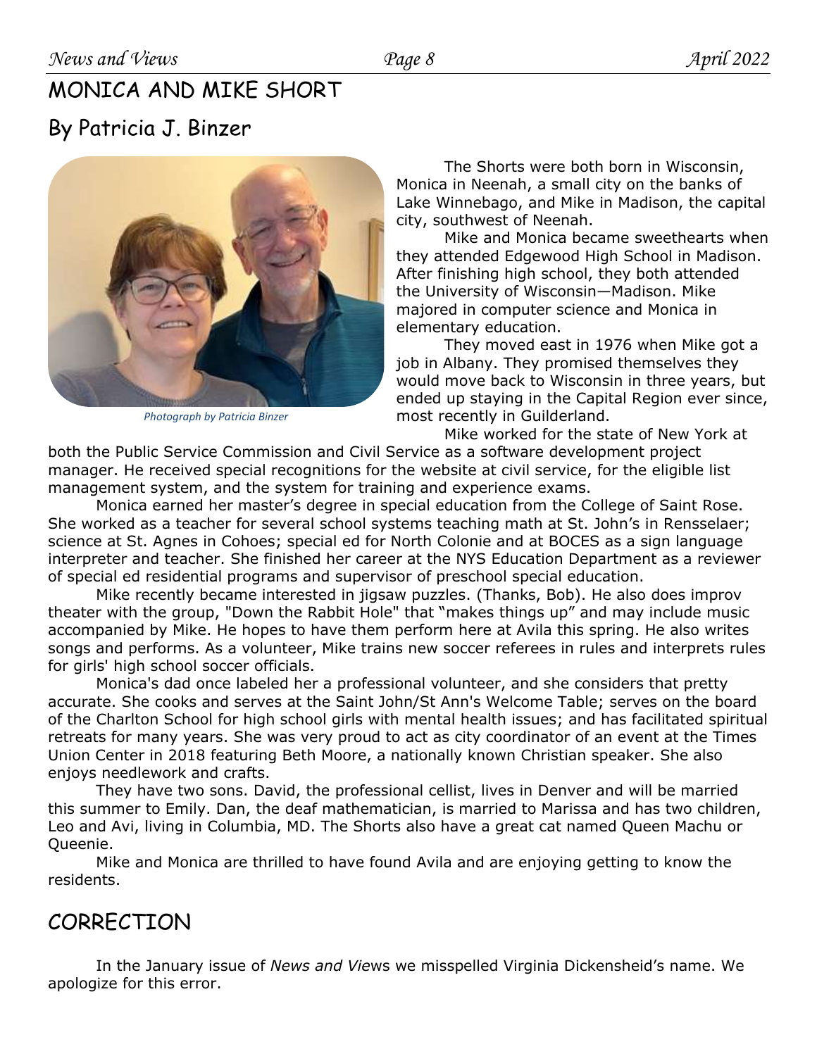# MONICA AND MIKE SHORT

## By Patricia J. Binzer

*Photograph by Patricia Binzer*

The Shorts were both born in Wisconsin, Monica in Neenah, a small city on the banks of Lake Winnebago, and Mike in Madison, the capital city, southwest of Neenah.

Mike and Monica became sweethearts when they attended Edgewood High School in Madison. After finishing high school, they both attended the University of Wisconsin—Madison. Mike majored in computer science and Monica in elementary education.

They moved east in 1976 when Mike got a job in Albany. They promised themselves they would move back to Wisconsin in three years, but ended up staying in the Capital Region ever since, most recently in Guilderland.

Mike worked for the state of New York at both the Public Service Commission and Civil Service as a software development project manager. He received special recognitions for the website at civil service, for the eligible list management system, and the system for training and experience exams.

Monica earned her master's degree in special education from the College of Saint Rose. She worked as a teacher for several school systems teaching math at St. John's in Rensselaer; science at St. Agnes in Cohoes; special ed for North Colonie and at BOCES as a sign language interpreter and teacher. She finished her career at the NYS Education Department as a reviewer of special ed residential programs and supervisor of preschool special education.

Mike recently became interested in jigsaw puzzles. (Thanks, Bob). He also does improv theater with the group, "Down the Rabbit Hole" that "makes things up" and may include music accompanied by Mike. He hopes to have them perform here at Avila this spring. He also writes songs and performs. As a volunteer, Mike trains new soccer referees in rules and interprets rules for girls' high school soccer officials.

Monica's dad once labeled her a professional volunteer, and she considers that pretty accurate. She cooks and serves at the Saint John/St Ann's Welcome Table; serves on the board of the Charlton School for high school girls with mental health issues; and has facilitated spiritual retreats for many years. She was very proud to act as city coordinator of an event at the Times Union Center in 2018 featuring Beth Moore, a nationally known Christian speaker. She also enjoys needlework and crafts.

They have two sons. David, the professional cellist, lives in Denver and will be married this summer to Emily. Dan, the deaf mathematician, is married to Marissa and has two children, Leo and Avi, living in Columbia, MD. The Shorts also have a great cat named Queen Machu or Queenie.

Mike and Monica are thrilled to have found Avila and are enjoying getting to know the residents.

# CORRECTION

In the January issue of *News and Views* we misspelled Virginia Dickensheid's name. We apologize for this error.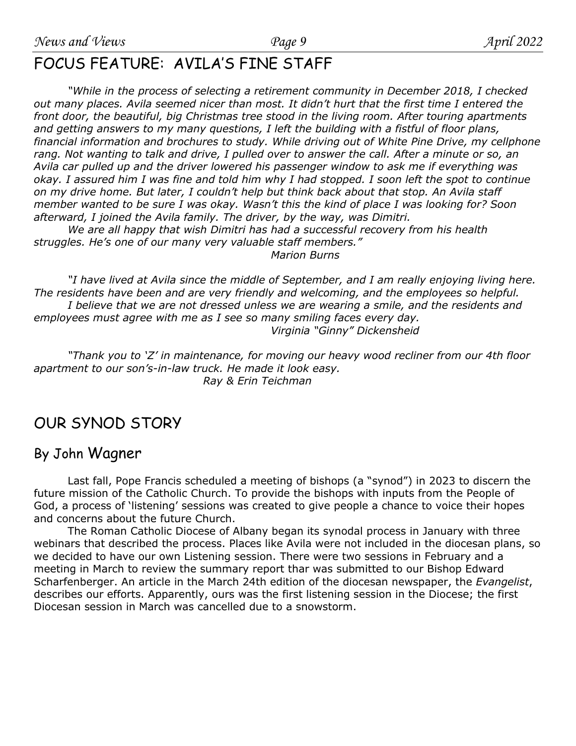## FOCUS FEATURE: AVILA'S FINE STAFF

*"While in the process of selecting a retirement community in December 2018, I checked out many places. Avila seemed nicer than most. It didn't hurt that the first time I entered the front door, the beautiful, big Christmas tree stood in the living room. After touring apartments and getting answers to my many questions, I left the building with a fistful of floor plans, financial information and brochures to study. While driving out of White Pine Drive, my cellphone rang. Not wanting to talk and drive, I pulled over to answer the call. After a minute or so, an Avila car pulled up and the driver lowered his passenger window to ask me if everything was okay. I assured him I was fine and told him why I had stopped. I soon left the spot to continue on my drive home. But later, I couldn't help but think back about that stop. An Avila staff member wanted to be sure I was okay. Wasn't this the kind of place I was looking for? Soon afterward, I joined the Avila family. The driver, by the way, was Dimitri.*

*We are all happy that wish Dimitri has had a successful recovery from his health struggles. He's one of our many very valuable staff members."*

*Marion Burns*

*"I have lived at Avila since the middle of September, and I am really enjoying living here. The residents have been and are very friendly and welcoming, and the employees so helpful.*

*I believe that we are not dressed unless we are wearing a smile, and the residents and employees must agree with me as I see so many smiling faces every day.*

*Virginia "Ginny" Dickensheid*

*"Thank you to 'Z' in maintenance, for moving our heavy wood recliner from our 4th floor apartment to our son's-in-law truck. He made it look easy.*

*Ray & Erin Teichman*

## OUR SYNOD STORY

### By John Wagner

Last fall, Pope Francis scheduled a meeting of bishops (a "synod") in 2023 to discern the future mission of the Catholic Church. To provide the bishops with inputs from the People of God, a process of 'listening' sessions was created to give people a chance to voice their hopes and concerns about the future Church.

The Roman Catholic Diocese of Albany began its synodal process in January with three webinars that described the process. Places like Avila were not included in the diocesan plans, so we decided to have our own Listening session. There were two sessions in February and a meeting in March to review the summary report thar was submitted to our Bishop Edward Scharfenberger. An article in the March 24th edition of the diocesan newspaper, the *Evangelist*, describes our efforts. Apparently, ours was the first listening session in the Diocese; the first Diocesan session in March was cancelled due to a snowstorm.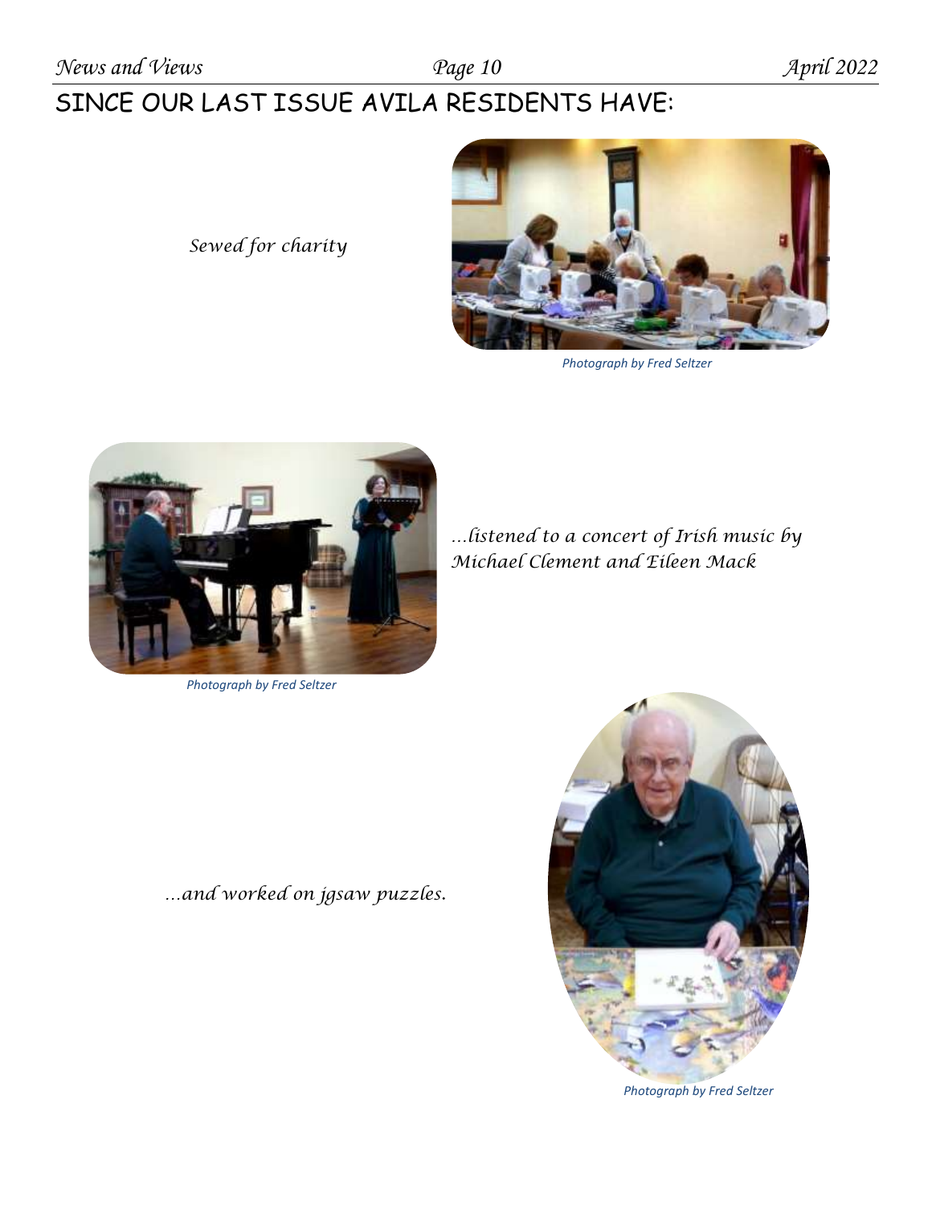# SINCE OUR LAST ISSUE AVILA RESIDENTS HAVE:

*Sewed for charity*

*Photograph by Fred Seltzer*

*...listened to a concert of Irish music by Michael Clement and Eileen Mack*

*Photograph by Fred Seltzer*

*...and worked on jgsaw puzzles.*

*Photograph by Fred Seltzer*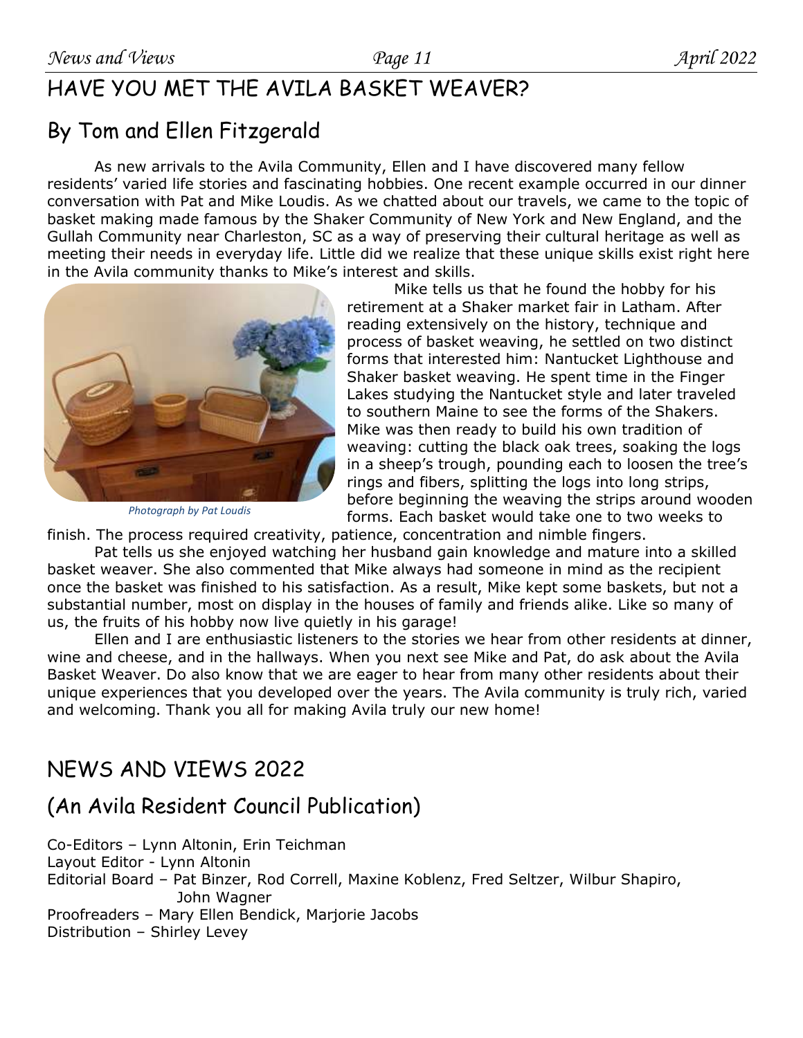# HAVE YOU MET THE AVILA BASKET WEAVER?

## By Tom and Ellen Fitzgerald

As new arrivals to the Avila Community, Ellen and I have discovered many fellow residents' varied life stories and fascinating hobbies. One recent example occurred in our dinner conversation with Pat and Mike Loudis. As we chatted about our travels, we came to the topic of basket making made famous by the Shaker Community of New York and New England, and the Gullah Community near Charleston, SC as a way of preserving their cultural heritage as well as meeting their needs in everyday life. Little did we realize that these unique skills exist right here in the Avila community thanks to Mike's interest and skills.

*Photograph by Pat Loudis*

Mike tells us that he found the hobby for his retirement at a Shaker market fair in Latham. After reading extensively on the history, technique and process of basket weaving, he settled on two distinct forms that interested him: Nantucket Lighthouse and Shaker basket weaving. He spent time in the Finger Lakes studying the Nantucket style and later traveled to southern Maine to see the forms of the Shakers. Mike was then ready to build his own tradition of weaving: cutting the black oak trees, soaking the logs in a sheep's trough, pounding each to loosen the tree's rings and fibers, splitting the logs into long strips, before beginning the weaving the strips around wooden forms. Each basket would take one to two weeks to finish. The process required creativity, patience, concentration and nimble fingers.

Pat tells us she enjoyed watching her husband gain knowledge and mature into a skilled basket weaver. She also commented that Mike always had someone in mind as the recipient once the basket was finished to his satisfaction. As a result, Mike kept some baskets, but not a substantial number, most on display in the houses of family and friends alike. Like so many of us, the fruits of his hobby now live quietly in his garage!

Ellen and I are enthusiastic listeners to the stories we hear from other residents at dinner, wine and cheese, and in the hallways. When you next see Mike and Pat, do ask about the Avila Basket Weaver. Do also know that we are eager to hear from many other residents about their unique experiences that you developed over the years. The Avila community is truly rich, varied and welcoming. Thank you all for making Avila truly our new home!

# NEWS AND VIEWS 2022

## (An Avila Resident Council Publication)

Co-Editors – Lynn Altonin, Erin Teichman
Layout Editor - Lynn Altonin
Editorial Board – Pat Binzer, Rod Correll, Maxine Koblenz, Fred Seltzer, Wilbur Shapiro, John Wagner
Proofreaders – Mary Ellen Bendick, Marjorie Jacobs
Distribution – Shirley Levey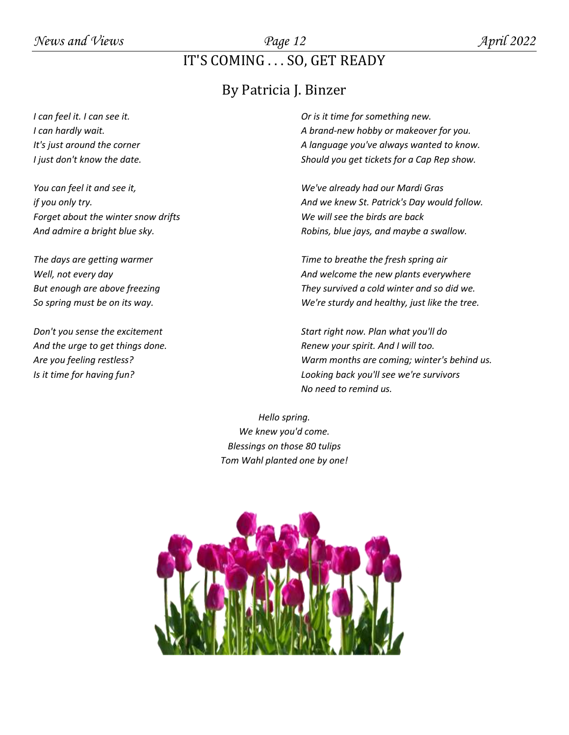# IT'S COMING . . . SO, GET READY

## By Patricia J. Binzer

*I can feel it. I can see it.*
*I can hardly wait.*
*It's just around the corner*
*I just don't know the date.*

*You can feel it and see it,*
*if you only try.*
*Forget about the winter snow drifts*
*And admire a bright blue sky.*

*The days are getting warmer*
*Well, not every day*
*But enough are above freezing*
*So spring must be on its way.*

*Don't you sense the excitement*
*And the urge to get things done.*
*Are you feeling restless?*
*Is it time for having fun?*

*Or is it time for something new.*
*A brand-new hobby or makeover for you.*
*A language you've always wanted to know.*
*Should you get tickets for a Cap Rep show.*

*We've already had our Mardi Gras*
*And we knew St. Patrick's Day would follow.*
*We will see the birds are back*
*Robins, blue jays, and maybe a swallow.*

*Time to breathe the fresh spring air*
*And welcome the new plants everywhere*
*They survived a cold winter and so did we.*
*We're sturdy and healthy, just like the tree.*

*Start right now. Plan what you'll do*
*Renew your spirit. And I will too.*
*Warm months are coming; winter's behind us.*
*Looking back you'll see we're survivors*
*No need to remind us.*

*Hello spring.*
*We knew you'd come.*
*Blessings on those 80 tulips*
*Tom Wahl planted one by one!*